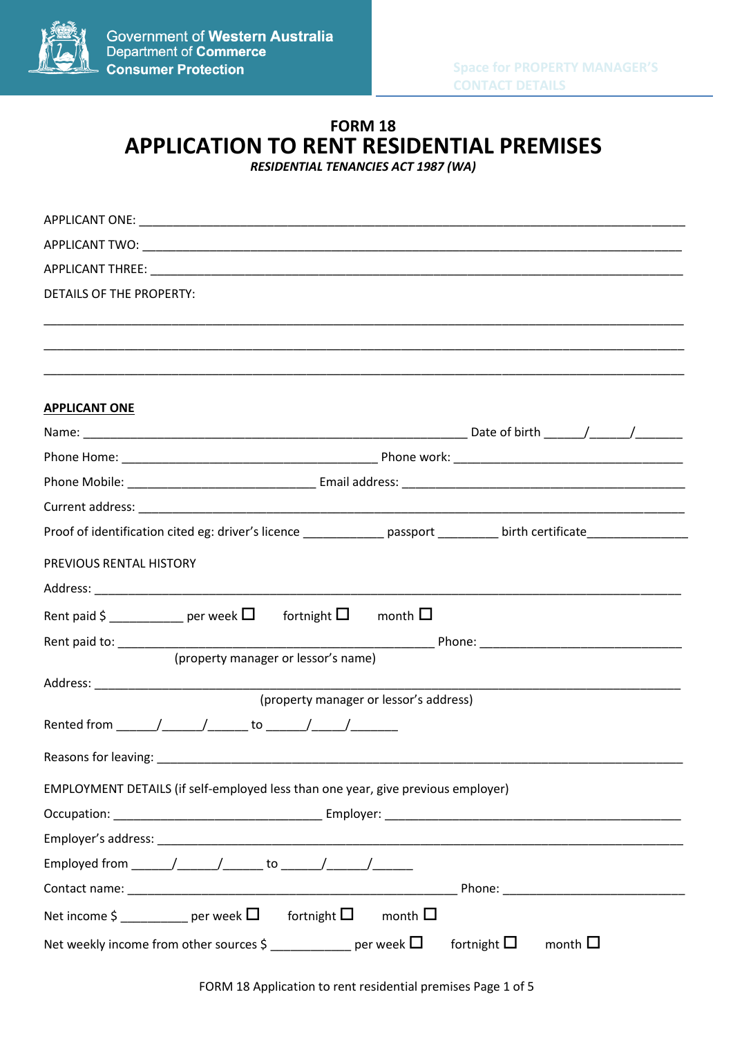Government of Western Australia
Department of Commerce
Consumer Protection

Space for PROPERTY MANAGER'S CONTACT DETAILS

# FORM 18
# APPLICATION TO RENT RESIDENTIAL PREMISES
***RESIDENTIAL TENANCIES ACT 1987 (WA)***

APPLICANT ONE: ___________________________________________________________________________

APPLICANT TWO: ___________________________________________________________________________

APPLICANT THREE: _________________________________________________________________________

DETAILS OF THE PROPERTY:

__________________________________________________________________________________________

__________________________________________________________________________________________

__________________________________________________________________________________________

## APPLICANT ONE

Name: ____________________________________________________ Date of birth ______/______/_______

Phone Home: ___________________________________ Phone work: __________________________________

Phone Mobile: __________________________ Email address: ________________________________________

Current address: __________________________________________________________________________

Proof of identification cited eg: driver's licence ____________ passport _________ birth certificate_______________

PREVIOUS RENTAL HISTORY

Address: _________________________________________________________________________________

Rent paid $ ___________ per week ☐ fortnight ☐ month ☐

Rent paid to: ___________________________________________ Phone: ______________________________
(property manager or lessor's name)

Address: _________________________________________________________________________________
(property manager or lessor's address)

Rented from ______/______/______ to ______/_____/_______

Reasons for leaving: _______________________________________________________________________

EMPLOYMENT DETAILS (if self-employed less than one year, give previous employer)

Occupation: _____________________________ Employer: ____________________________________________

Employer's address: ________________________________________________________________________

Employed from ______/______/______ to ______/______/______

Contact name: ______________________________________________ Phone: __________________________

Net income $ __________ per week ☐ fortnight ☐ month ☐

Net weekly income from other sources $ ____________ per week ☐ fortnight ☐ month ☐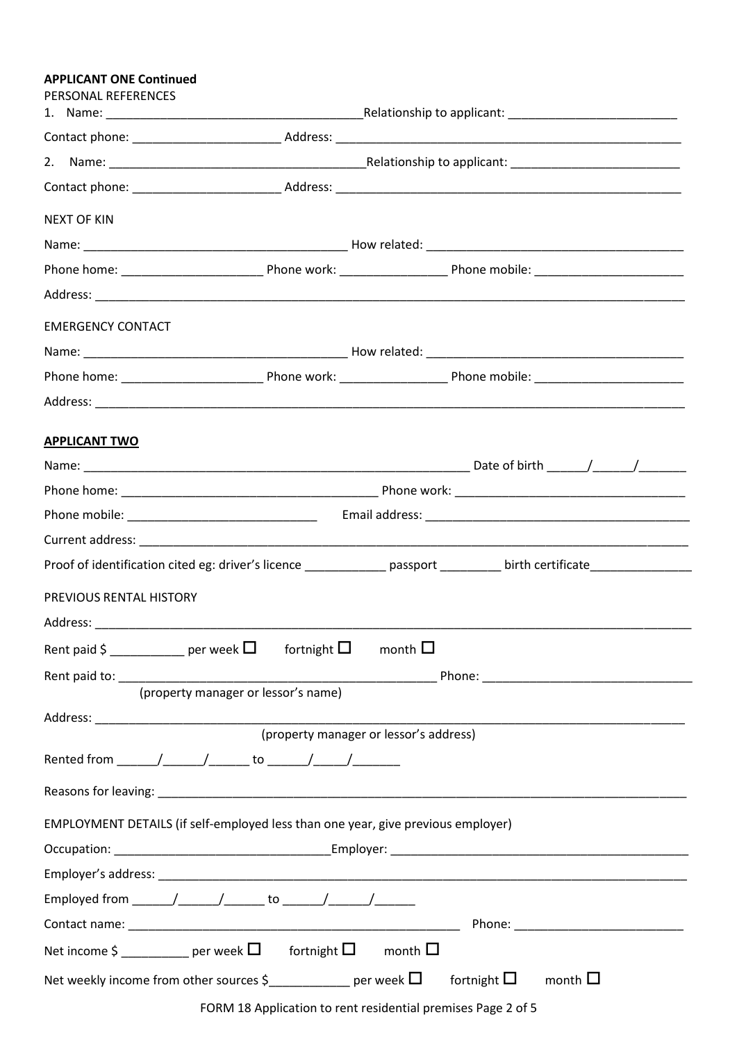**APPLICANT ONE Continued**

PERSONAL REFERENCES

1. Name: ______________________________________Relationship to applicant: _________________________

Contact phone: _____________________ Address: ___________________________________________________

2. Name: ______________________________________Relationship to applicant: _________________________

Contact phone: _____________________ Address: ___________________________________________________

NEXT OF KIN

Name: _______________________________________ How related: ______________________________________

Phone home: ____________________ Phone work: _______________ Phone mobile: _____________________

Address: ______________________________________________________________________________________

EMERGENCY CONTACT

Name: _______________________________________ How related: ______________________________________

Phone home: ____________________ Phone work: _______________ Phone mobile: _____________________

Address: ______________________________________________________________________________________

**APPLICANT TWO**

Name: ___________________________________________________________ Date of birth ______/______/_______

Phone home: _____________________________________ Phone work: __________________________________

Phone mobile: ____________________________ Email address: _______________________________________

Current address: _______________________________________________________________________________

Proof of identification cited eg: driver's licence ____________ passport _________ birth certificate_______________

PREVIOUS RENTAL HISTORY

Address: _______________________________________________________________________________________

Rent paid $ ___________ per week ☐ fortnight ☐ month ☐

Rent paid to: _______________________________________________ Phone: _______________________________
(property manager or lessor's name)

Address: _______________________________________________________________________________________
(property manager or lessor's address)

Rented from ______/______/______ to ______/_____/_______

Reasons for leaving: ____________________________________________________________________________

EMPLOYMENT DETAILS (if self-employed less than one year, give previous employer)

Occupation: _______________________________Employer: ____________________________________________

Employer's address: _____________________________________________________________________________

Employed from ______/______/______ to ______/______/______

Contact name: _________________________________________________ Phone: _________________________

Net income $ __________ per week ☐ fortnight ☐ month ☐

Net weekly income from other sources $____________ per week ☐ fortnight ☐ month ☐

FORM 18 Application to rent residential premises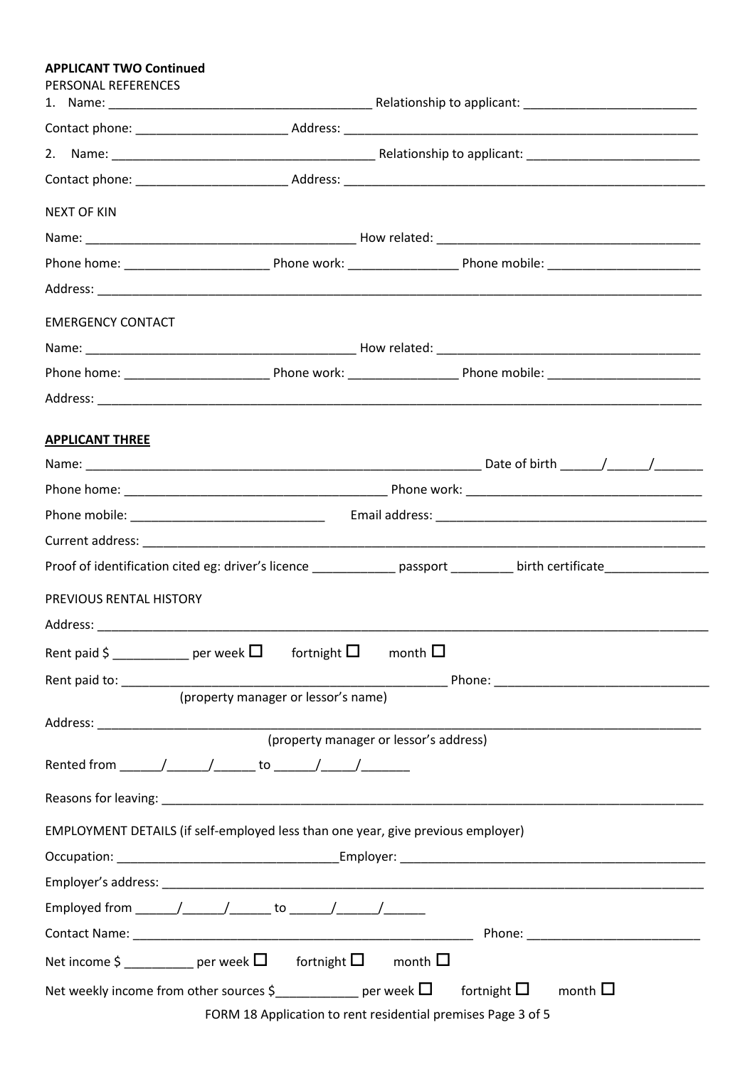**APPLICANT TWO Continued**

PERSONAL REFERENCES

1. Name: ______________________________________ Relationship to applicant: _________________________

Contact phone: _____________________ Address: ____________________________________________________

2. Name: ______________________________________ Relationship to applicant: _________________________

Contact phone: _____________________ Address: ____________________________________________________

NEXT OF KIN

Name: ________________________________________ How related: ______________________________________

Phone home: ____________________ Phone work: _______________ Phone mobile: ______________________

Address: __________________________________________________________________________________________

EMERGENCY CONTACT

Name: ________________________________________ How related: ______________________________________

Phone home: ____________________ Phone work: _______________ Phone mobile: ______________________

Address: __________________________________________________________________________________________

**APPLICANT THREE**

Name: ___________________________________________________________ Date of birth ______/______/_______

Phone home: ______________________________________ Phone work: ___________________________________

Phone mobile: ____________________________ Email address: ________________________________________

Current address: __________________________________________________________________________________

Proof of identification cited eg: driver's licence ____________ passport _________ birth certificate_______________

PREVIOUS RENTAL HISTORY

Address: __________________________________________________________________________________________

Rent paid $ ___________ per week ☐ fortnight ☐ month ☐

Rent paid to: ________________________________________________ Phone: _______________________________
(property manager or lessor's name)

Address: __________________________________________________________________________________________
(property manager or lessor's address)

Rented from ______/______/______ to ______/_____/_______

Reasons for leaving: ________________________________________________________________________________

EMPLOYMENT DETAILS (if self-employed less than one year, give previous employer)

Occupation: _______________________________Employer: ______________________________________________

Employer's address: _________________________________________________________________________________

Employed from ______/______/______ to ______/______/______

Contact Name: ___________________________________________________ Phone: _________________________

Net income $ __________ per week ☐ fortnight ☐ month ☐

Net weekly income from other sources $____________ per week ☐ fortnight ☐ month ☐

FORM 18 Application to rent residential premises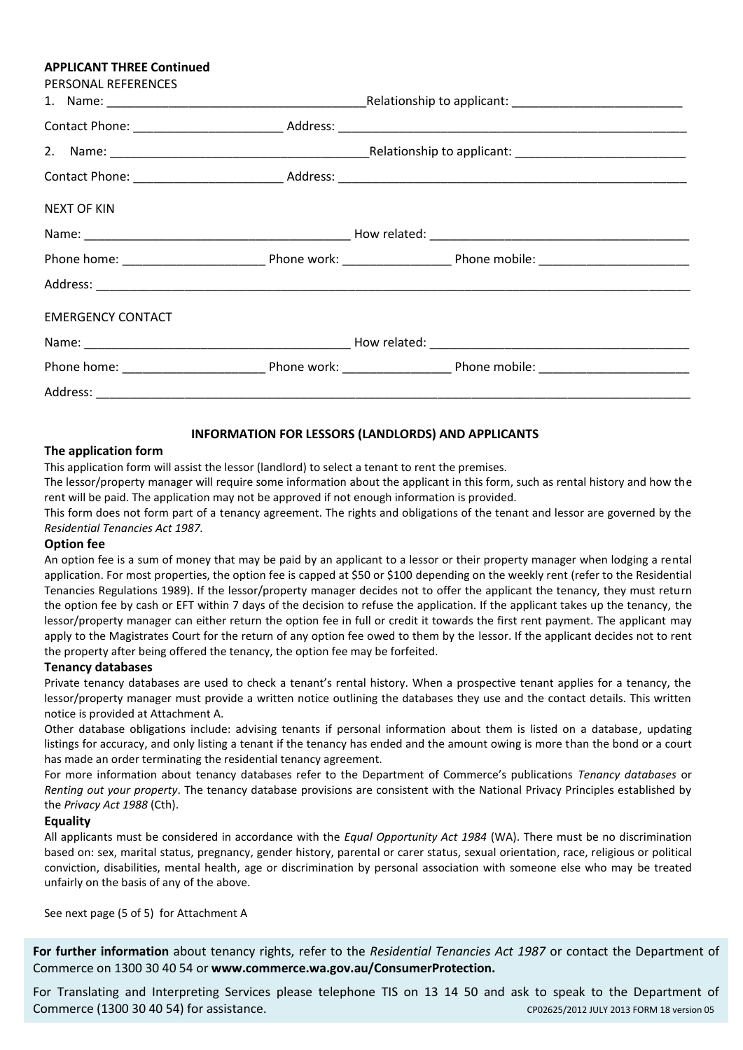**APPLICANT THREE Continued**

PERSONAL REFERENCES

1. Name: ______________________________________ Relationship to applicant: _________________________

Contact Phone: _____________________ Address: ____________________________________________________

2. Name: ______________________________________ Relationship to applicant: _________________________

Contact Phone: _____________________ Address: ____________________________________________________

NEXT OF KIN

Name: _______________________________________ How related: ______________________________________

Phone home: ____________________ Phone work: _______________ Phone mobile: _____________________

Address: _______________________________________________________________________________________

EMERGENCY CONTACT

Name: _______________________________________ How related: ______________________________________

Phone home: ____________________ Phone work: _______________ Phone mobile: _____________________

Address: _______________________________________________________________________________________

## INFORMATION FOR LESSORS (LANDLORDS) AND APPLICANTS

### The application form

This application form will assist the lessor (landlord) to select a tenant to rent the premises.

The lessor/property manager will require some information about the applicant in this form, such as rental history and how the rent will be paid. The application may not be approved if not enough information is provided.

This form does not form part of a tenancy agreement. The rights and obligations of the tenant and lessor are governed by the *Residential Tenancies Act 1987.*

### Option fee

An option fee is a sum of money that may be paid by an applicant to a lessor or their property manager when lodging a rental application. For most properties, the option fee is capped at $50 or $100 depending on the weekly rent (refer to the Residential Tenancies Regulations 1989). If the lessor/property manager decides not to offer the applicant the tenancy, they must return the option fee by cash or EFT within 7 days of the decision to refuse the application. If the applicant takes up the tenancy, the lessor/property manager can either return the option fee in full or credit it towards the first rent payment. The applicant may apply to the Magistrates Court for the return of any option fee owed to them by the lessor. If the applicant decides not to rent the property after being offered the tenancy, the option fee may be forfeited.

### Tenancy databases

Private tenancy databases are used to check a tenant's rental history. When a prospective tenant applies for a tenancy, the lessor/property manager must provide a written notice outlining the databases they use and the contact details. This written notice is provided at Attachment A.

Other database obligations include: advising tenants if personal information about them is listed on a database, updating listings for accuracy, and only listing a tenant if the tenancy has ended and the amount owing is more than the bond or a court has made an order terminating the residential tenancy agreement.

For more information about tenancy databases refer to the Department of Commerce's publications *Tenancy databases* or *Renting out your property*. The tenancy database provisions are consistent with the National Privacy Principles established by the *Privacy Act 1988* (Cth).

### Equality

All applicants must be considered in accordance with the *Equal Opportunity Act 1984* (WA). There must be no discrimination based on: sex, marital status, pregnancy, gender history, parental or carer status, sexual orientation, race, religious or political conviction, disabilities, mental health, age or discrimination by personal association with someone else who may be treated unfairly on the basis of any of the above.

See next page (5 of 5) for Attachment A

**For further information** about tenancy rights, refer to the *Residential Tenancies Act 1987* or contact the Department of Commerce on 1300 30 40 54 or **www.commerce.wa.gov.au/ConsumerProtection.**

For Translating and Interpreting Services please telephone TIS on 13 14 50 and ask to speak to the Department of Commerce (1300 30 40 54) for assistance.

CP02625/2012 JULY 2013 FORM 18 version 05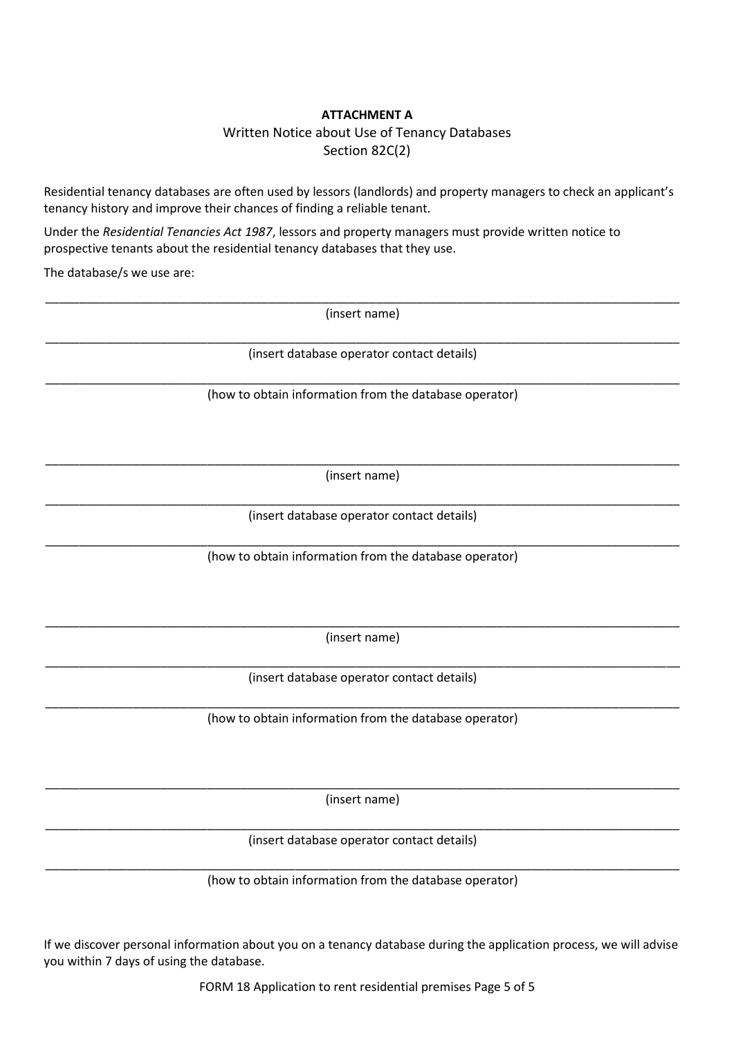**ATTACHMENT A**

Written Notice about Use of Tenancy Databases

Section 82C(2)

Residential tenancy databases are often used by lessors (landlords) and property managers to check an applicant's tenancy history and improve their chances of finding a reliable tenant.

Under the *Residential Tenancies Act 1987*, lessors and property managers must provide written notice to prospective tenants about the residential tenancy databases that they use.

The database/s we use are:

\_\_\_\_\_\_\_\_\_\_\_\_\_\_\_\_\_\_\_\_\_\_\_\_\_\_\_\_\_\_\_\_\_\_\_\_\_\_\_\_\_\_\_\_\_\_\_\_\_\_\_\_\_\_\_\_\_\_\_\_\_\_\_\_\_\_\_\_\_\_\_\_\_\_\_\_\_\_

(insert name)

\_\_\_\_\_\_\_\_\_\_\_\_\_\_\_\_\_\_\_\_\_\_\_\_\_\_\_\_\_\_\_\_\_\_\_\_\_\_\_\_\_\_\_\_\_\_\_\_\_\_\_\_\_\_\_\_\_\_\_\_\_\_\_\_\_\_\_\_\_\_\_\_\_\_\_\_\_\_

(insert database operator contact details)

\_\_\_\_\_\_\_\_\_\_\_\_\_\_\_\_\_\_\_\_\_\_\_\_\_\_\_\_\_\_\_\_\_\_\_\_\_\_\_\_\_\_\_\_\_\_\_\_\_\_\_\_\_\_\_\_\_\_\_\_\_\_\_\_\_\_\_\_\_\_\_\_\_\_\_\_\_\_

(how to obtain information from the database operator)

\_\_\_\_\_\_\_\_\_\_\_\_\_\_\_\_\_\_\_\_\_\_\_\_\_\_\_\_\_\_\_\_\_\_\_\_\_\_\_\_\_\_\_\_\_\_\_\_\_\_\_\_\_\_\_\_\_\_\_\_\_\_\_\_\_\_\_\_\_\_\_\_\_\_\_\_\_\_

(insert name)

\_\_\_\_\_\_\_\_\_\_\_\_\_\_\_\_\_\_\_\_\_\_\_\_\_\_\_\_\_\_\_\_\_\_\_\_\_\_\_\_\_\_\_\_\_\_\_\_\_\_\_\_\_\_\_\_\_\_\_\_\_\_\_\_\_\_\_\_\_\_\_\_\_\_\_\_\_\_

(insert database operator contact details)

\_\_\_\_\_\_\_\_\_\_\_\_\_\_\_\_\_\_\_\_\_\_\_\_\_\_\_\_\_\_\_\_\_\_\_\_\_\_\_\_\_\_\_\_\_\_\_\_\_\_\_\_\_\_\_\_\_\_\_\_\_\_\_\_\_\_\_\_\_\_\_\_\_\_\_\_\_\_

(how to obtain information from the database operator)

\_\_\_\_\_\_\_\_\_\_\_\_\_\_\_\_\_\_\_\_\_\_\_\_\_\_\_\_\_\_\_\_\_\_\_\_\_\_\_\_\_\_\_\_\_\_\_\_\_\_\_\_\_\_\_\_\_\_\_\_\_\_\_\_\_\_\_\_\_\_\_\_\_\_\_\_\_\_

(insert name)

\_\_\_\_\_\_\_\_\_\_\_\_\_\_\_\_\_\_\_\_\_\_\_\_\_\_\_\_\_\_\_\_\_\_\_\_\_\_\_\_\_\_\_\_\_\_\_\_\_\_\_\_\_\_\_\_\_\_\_\_\_\_\_\_\_\_\_\_\_\_\_\_\_\_\_\_\_\_

(insert database operator contact details)

\_\_\_\_\_\_\_\_\_\_\_\_\_\_\_\_\_\_\_\_\_\_\_\_\_\_\_\_\_\_\_\_\_\_\_\_\_\_\_\_\_\_\_\_\_\_\_\_\_\_\_\_\_\_\_\_\_\_\_\_\_\_\_\_\_\_\_\_\_\_\_\_\_\_\_\_\_\_

(how to obtain information from the database operator)

\_\_\_\_\_\_\_\_\_\_\_\_\_\_\_\_\_\_\_\_\_\_\_\_\_\_\_\_\_\_\_\_\_\_\_\_\_\_\_\_\_\_\_\_\_\_\_\_\_\_\_\_\_\_\_\_\_\_\_\_\_\_\_\_\_\_\_\_\_\_\_\_\_\_\_\_\_\_

(insert name)

\_\_\_\_\_\_\_\_\_\_\_\_\_\_\_\_\_\_\_\_\_\_\_\_\_\_\_\_\_\_\_\_\_\_\_\_\_\_\_\_\_\_\_\_\_\_\_\_\_\_\_\_\_\_\_\_\_\_\_\_\_\_\_\_\_\_\_\_\_\_\_\_\_\_\_\_\_\_

(insert database operator contact details)

\_\_\_\_\_\_\_\_\_\_\_\_\_\_\_\_\_\_\_\_\_\_\_\_\_\_\_\_\_\_\_\_\_\_\_\_\_\_\_\_\_\_\_\_\_\_\_\_\_\_\_\_\_\_\_\_\_\_\_\_\_\_\_\_\_\_\_\_\_\_\_\_\_\_\_\_\_\_

(how to obtain information from the database operator)

If we discover personal information about you on a tenancy database during the application process, we will advise you within 7 days of using the database.